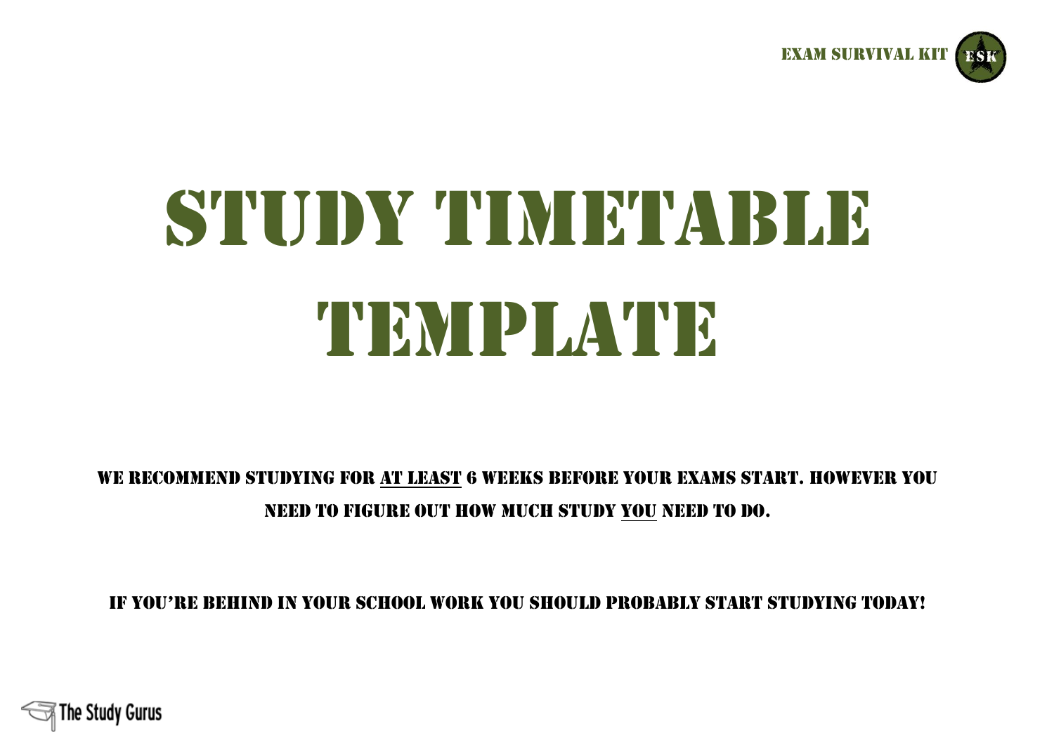EXAM SURVIVAL KIT

# STUDY TIMETABLE TEMPLATE

WE RECOMMEND STUDYING FOR <u>AT LEAST</u> 6 WEEKS BEFORE YOUR EXAMS START. HOWEVER YOU NEED TO FIGURE OUT HOW MUCH STUDY <u>YOU</u> NEED TO DO.

IF YOU'RE BEHIND IN YOUR SCHOOL WORK YOU SHOULD PROBABLY START STUDYING TODAY!

The Study Gurus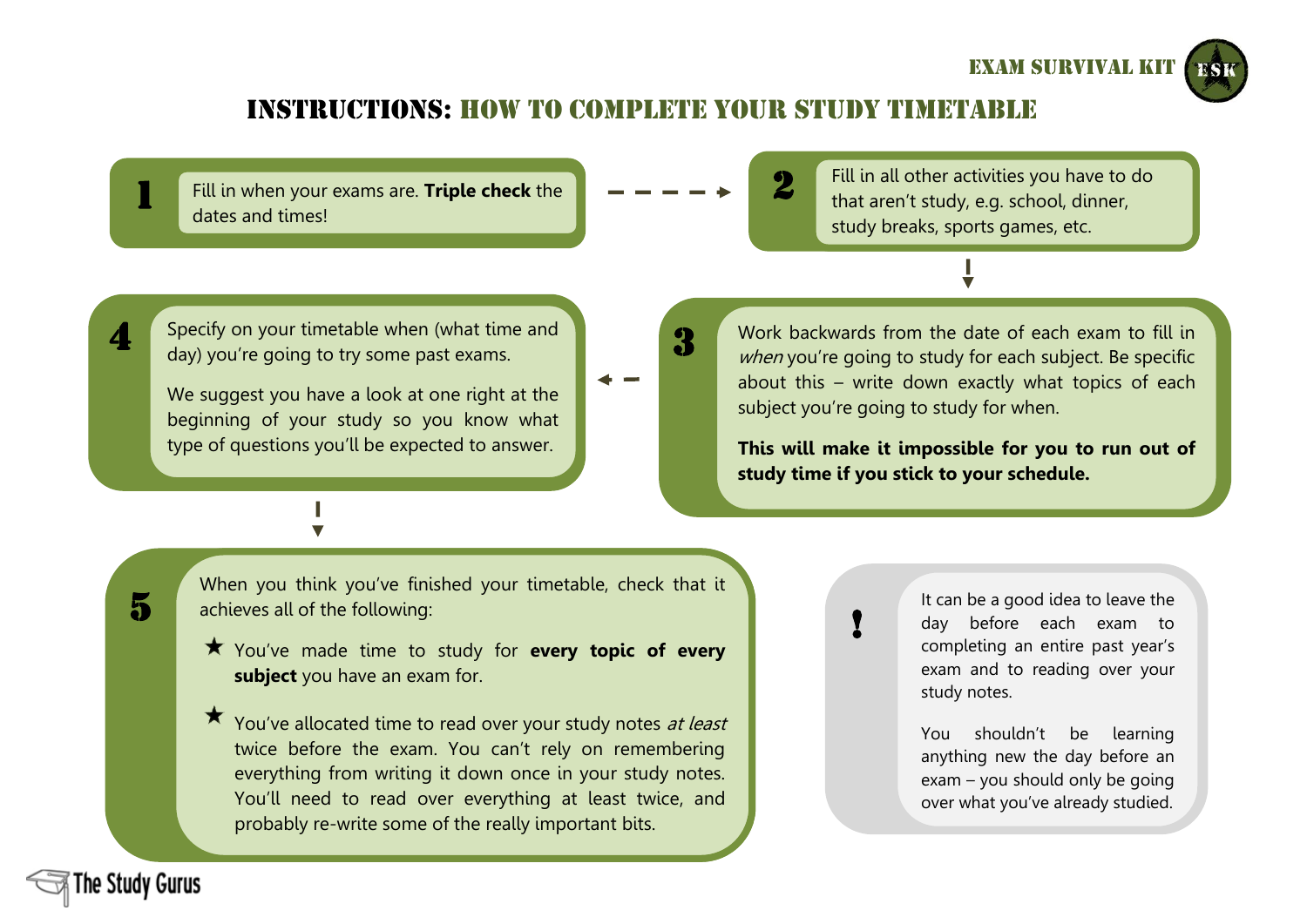# INSTRUCTIONS: HOW TO COMPLETE YOUR STUDY TIMETABLE

**1** Fill in when your exams are. **Triple check** the dates and times!

**2** Fill in all other activities you have to do that aren't study, e.g. school, dinner, study breaks, sports games, etc.

**3** Work backwards from the date of each exam to fill in *when* you're going to study for each subject. Be specific about this – write down exactly what topics of each subject you're going to study for when.

**This will make it impossible for you to run out of study time if you stick to your schedule.**

**4** Specify on your timetable when (what time and day) you're going to try some past exams.

We suggest you have a look at one right at the beginning of your study so you know what type of questions you'll be expected to answer.

**5** When you think you've finished your timetable, check that it achieves all of the following:

- ★ You've made time to study for **every topic of every subject** you have an exam for.
- ★ You've allocated time to read over your study notes *at least* twice before the exam. You can't rely on remembering everything from writing it down once in your study notes. You'll need to read over everything at least twice, and probably re-write some of the really important bits.

**!** It can be a good idea to leave the day before each exam to completing an entire past year's exam and to reading over your study notes.

You shouldn't be learning anything new the day before an exam – you should only be going over what you've already studied.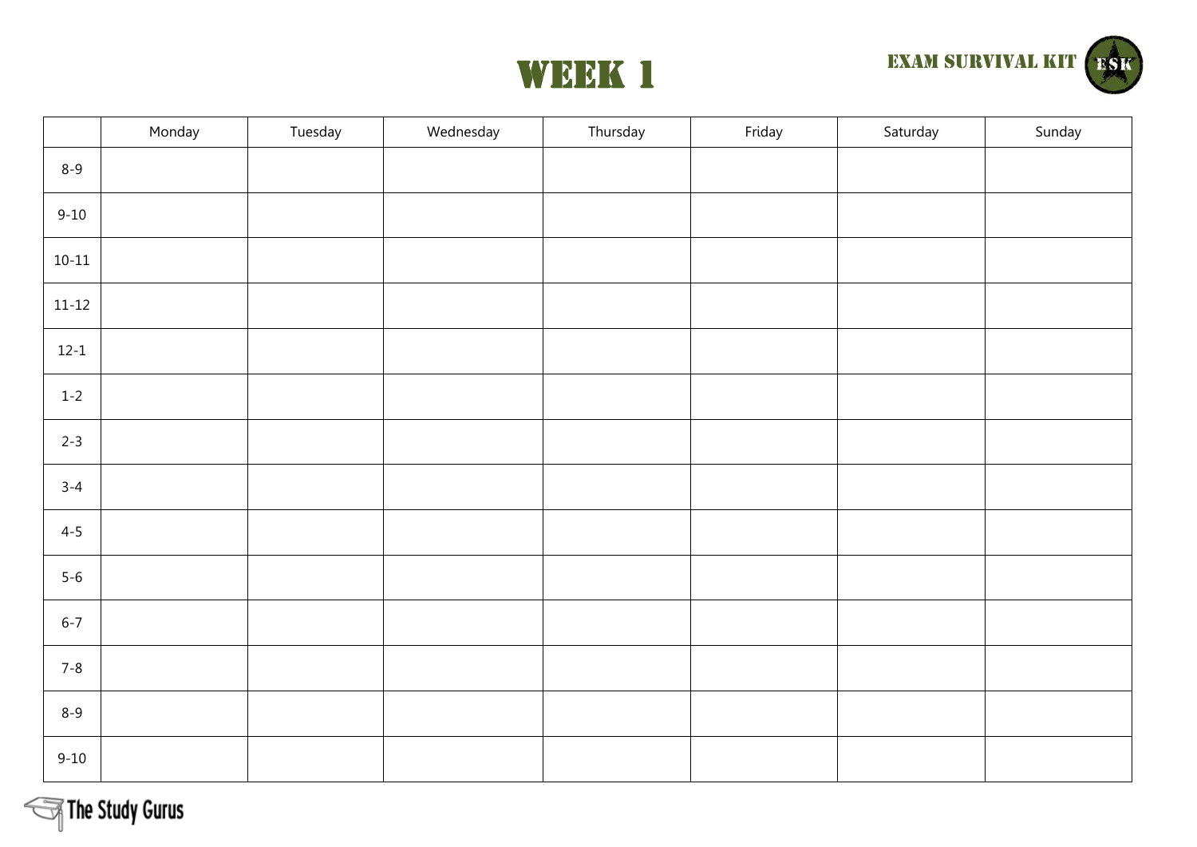# WEEK 1

EXAM SURVIVAL KIT

| | Monday | Tuesday | Wednesday | Thursday | Friday | Saturday | Sunday |
|---|---|---|---|---|---|---|---|
| 8-9 | | | | | | | |
| 9-10 | | | | | | | |
| 10-11 | | | | | | | |
| 11-12 | | | | | | | |
| 12-1 | | | | | | | |
| 1-2 | | | | | | | |
| 2-3 | | | | | | | |
| 3-4 | | | | | | | |
| 4-5 | | | | | | | |
| 5-6 | | | | | | | |
| 6-7 | | | | | | | |
| 7-8 | | | | | | | |
| 8-9 | | | | | | | |
| 9-10 | | | | | | | |

The Study Gurus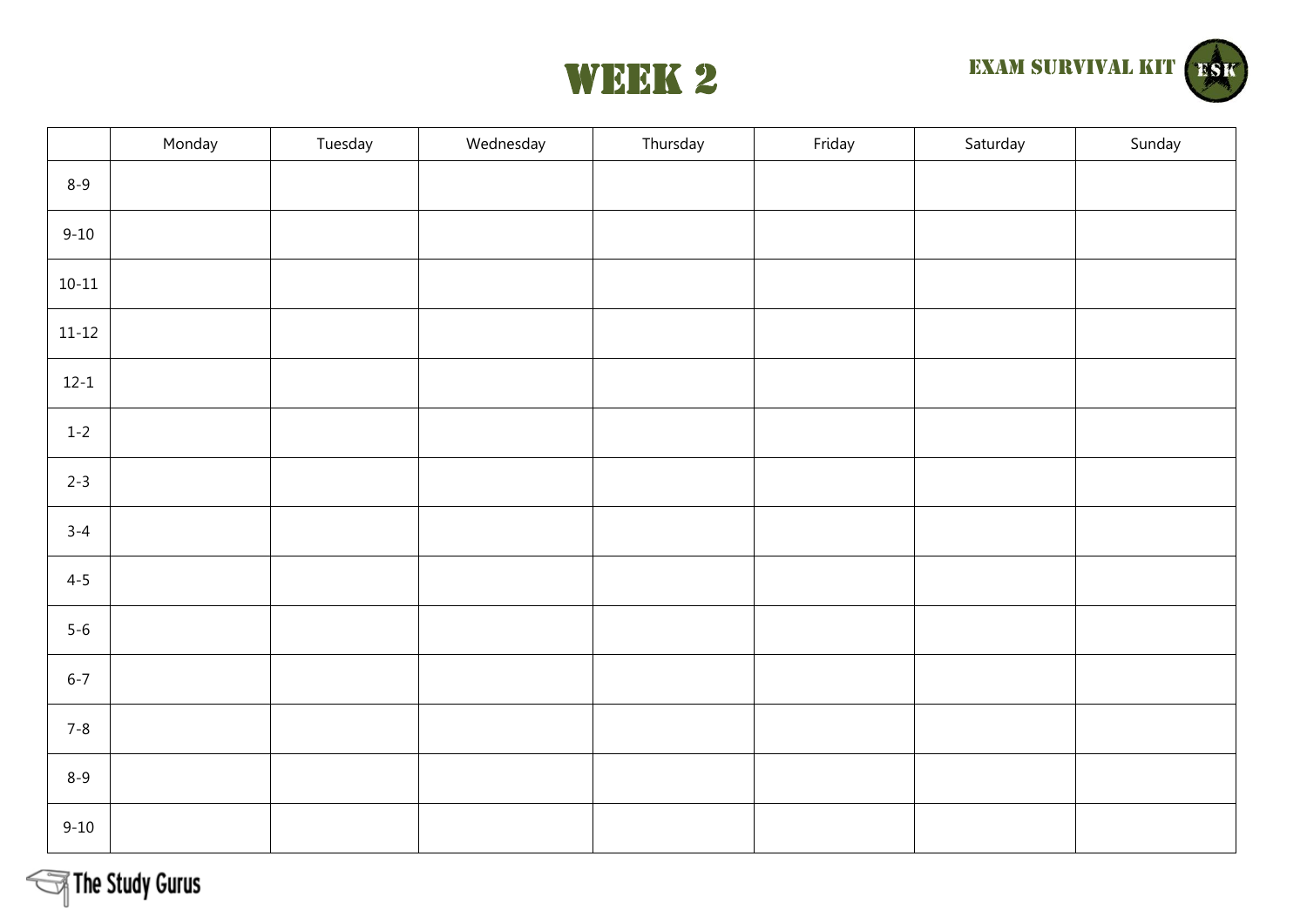# WEEK 2

EXAM SURVIVAL KIT

| | Monday | Tuesday | Wednesday | Thursday | Friday | Saturday | Sunday |
|---|---|---|---|---|---|---|---|
| 8-9 | | | | | | | |
| 9-10 | | | | | | | |
| 10-11 | | | | | | | |
| 11-12 | | | | | | | |
| 12-1 | | | | | | | |
| 1-2 | | | | | | | |
| 2-3 | | | | | | | |
| 3-4 | | | | | | | |
| 4-5 | | | | | | | |
| 5-6 | | | | | | | |
| 6-7 | | | | | | | |
| 7-8 | | | | | | | |
| 8-9 | | | | | | | |
| 9-10 | | | | | | | |

The Study Gurus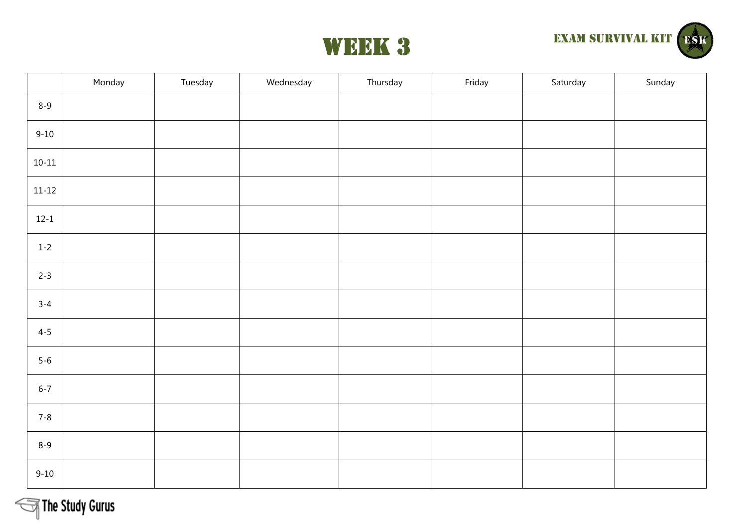# WEEK 3

EXAM SURVIVAL KIT

| | Monday | Tuesday | Wednesday | Thursday | Friday | Saturday | Sunday |
|---|---|---|---|---|---|---|---|
| 8-9 | | | | | | | |
| 9-10 | | | | | | | |
| 10-11 | | | | | | | |
| 11-12 | | | | | | | |
| 12-1 | | | | | | | |
| 1-2 | | | | | | | |
| 2-3 | | | | | | | |
| 3-4 | | | | | | | |
| 4-5 | | | | | | | |
| 5-6 | | | | | | | |
| 6-7 | | | | | | | |
| 7-8 | | | | | | | |
| 8-9 | | | | | | | |
| 9-10 | | | | | | | |

The Study Gurus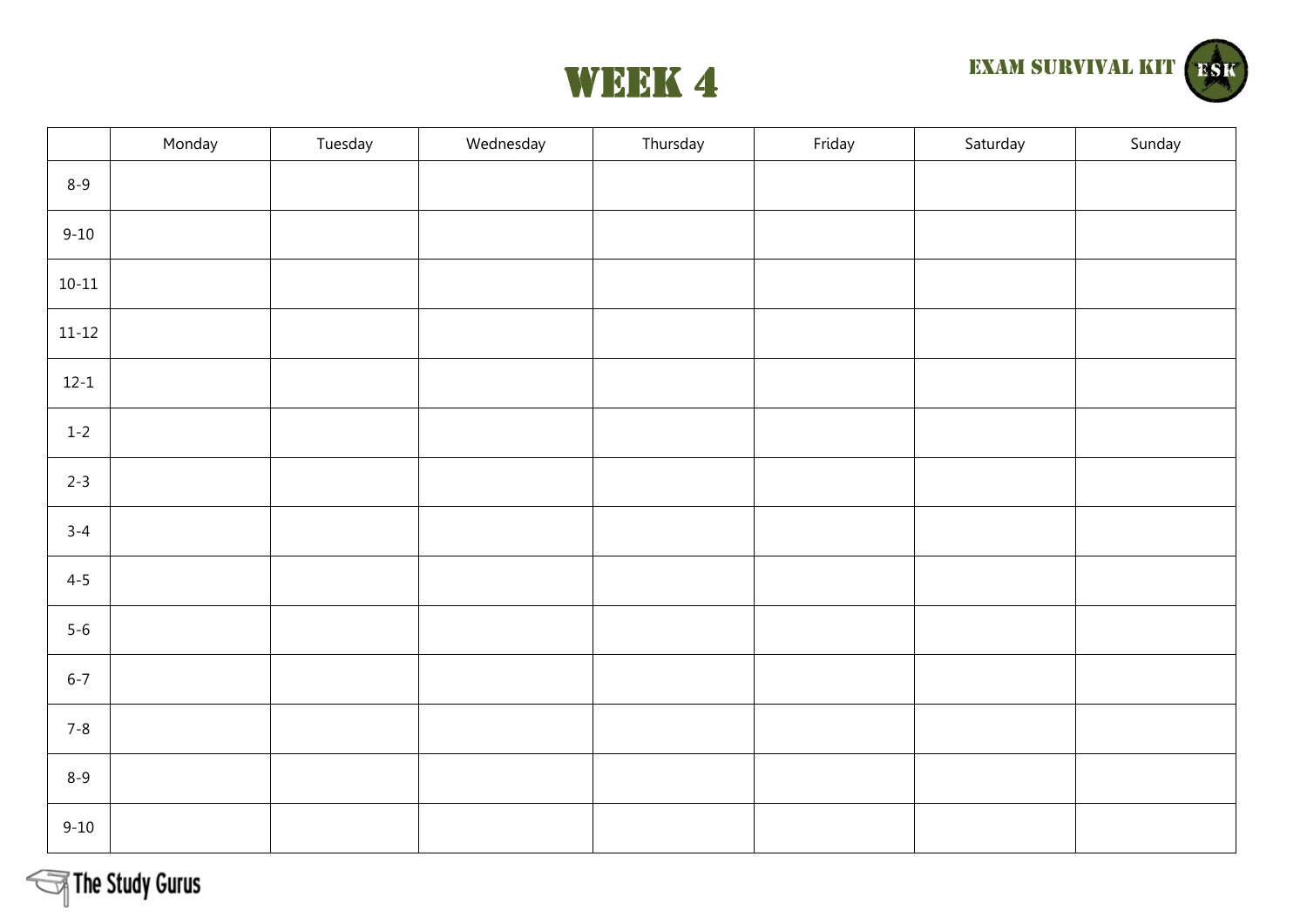# WEEK 4

EXAM SURVIVAL KIT

| | Monday | Tuesday | Wednesday | Thursday | Friday | Saturday | Sunday |
|---|---|---|---|---|---|---|---|
| 8-9 | | | | | | | |
| 9-10 | | | | | | | |
| 10-11 | | | | | | | |
| 11-12 | | | | | | | |
| 12-1 | | | | | | | |
| 1-2 | | | | | | | |
| 2-3 | | | | | | | |
| 3-4 | | | | | | | |
| 4-5 | | | | | | | |
| 5-6 | | | | | | | |
| 6-7 | | | | | | | |
| 7-8 | | | | | | | |
| 8-9 | | | | | | | |
| 9-10 | | | | | | | |

The Study Gurus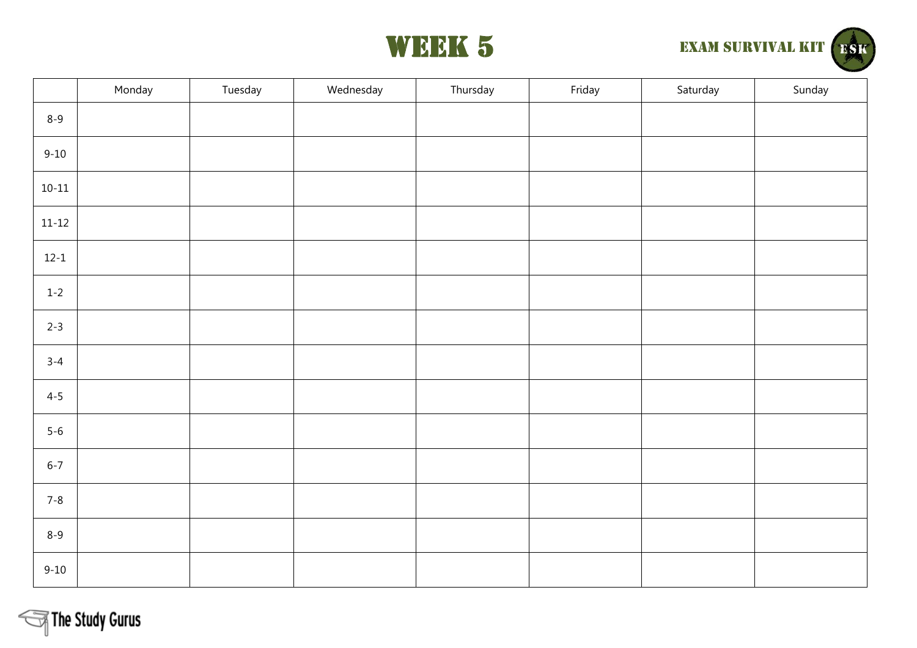# WEEK 5

EXAM SURVIVAL KIT

| | Monday | Tuesday | Wednesday | Thursday | Friday | Saturday | Sunday |
|---|---|---|---|---|---|---|---|
| 8-9 | | | | | | | |
| 9-10 | | | | | | | |
| 10-11 | | | | | | | |
| 11-12 | | | | | | | |
| 12-1 | | | | | | | |
| 1-2 | | | | | | | |
| 2-3 | | | | | | | |
| 3-4 | | | | | | | |
| 4-5 | | | | | | | |
| 5-6 | | | | | | | |
| 6-7 | | | | | | | |
| 7-8 | | | | | | | |
| 8-9 | | | | | | | |
| 9-10 | | | | | | | |

The Study Gurus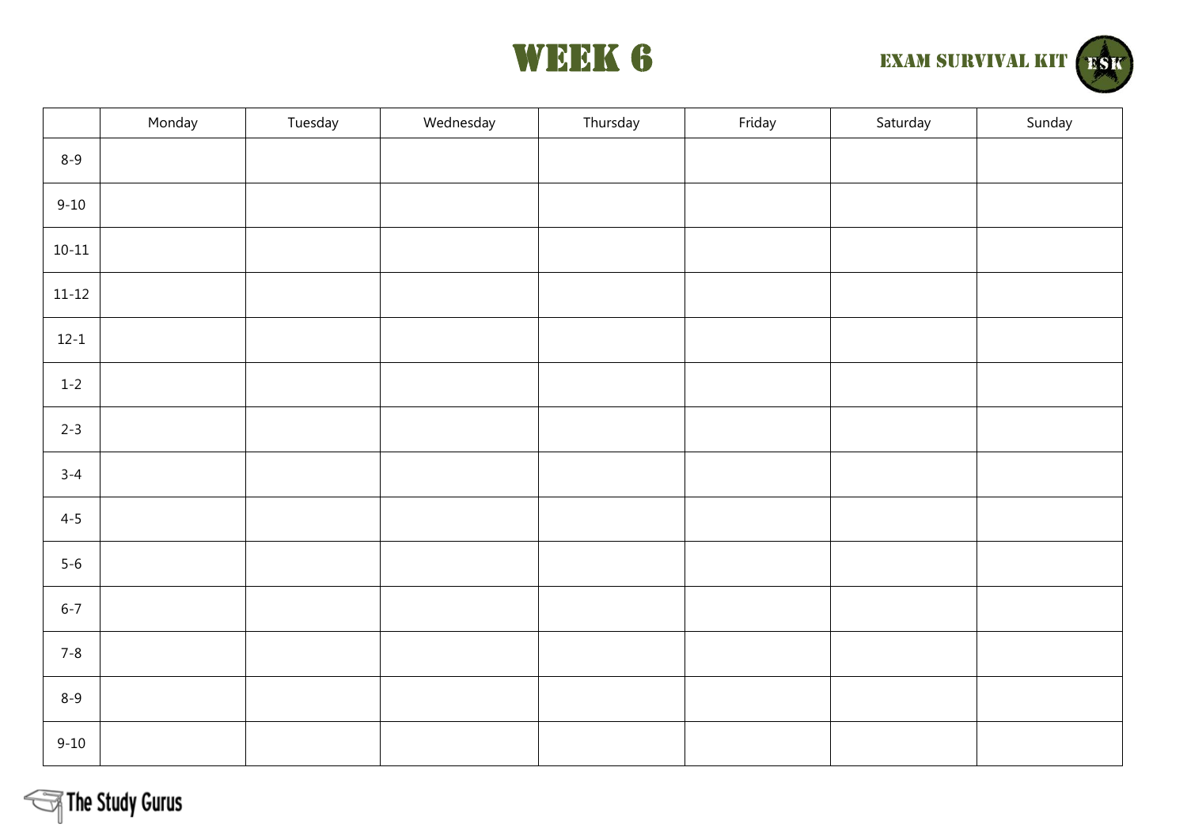# WEEK 6

EXAM SURVIVAL KIT

| | Monday | Tuesday | Wednesday | Thursday | Friday | Saturday | Sunday |
|---|---|---|---|---|---|---|---|
| 8-9 | | | | | | | |
| 9-10 | | | | | | | |
| 10-11 | | | | | | | |
| 11-12 | | | | | | | |
| 12-1 | | | | | | | |
| 1-2 | | | | | | | |
| 2-3 | | | | | | | |
| 3-4 | | | | | | | |
| 4-5 | | | | | | | |
| 5-6 | | | | | | | |
| 6-7 | | | | | | | |
| 7-8 | | | | | | | |
| 8-9 | | | | | | | |
| 9-10 | | | | | | | |

The Study Gurus